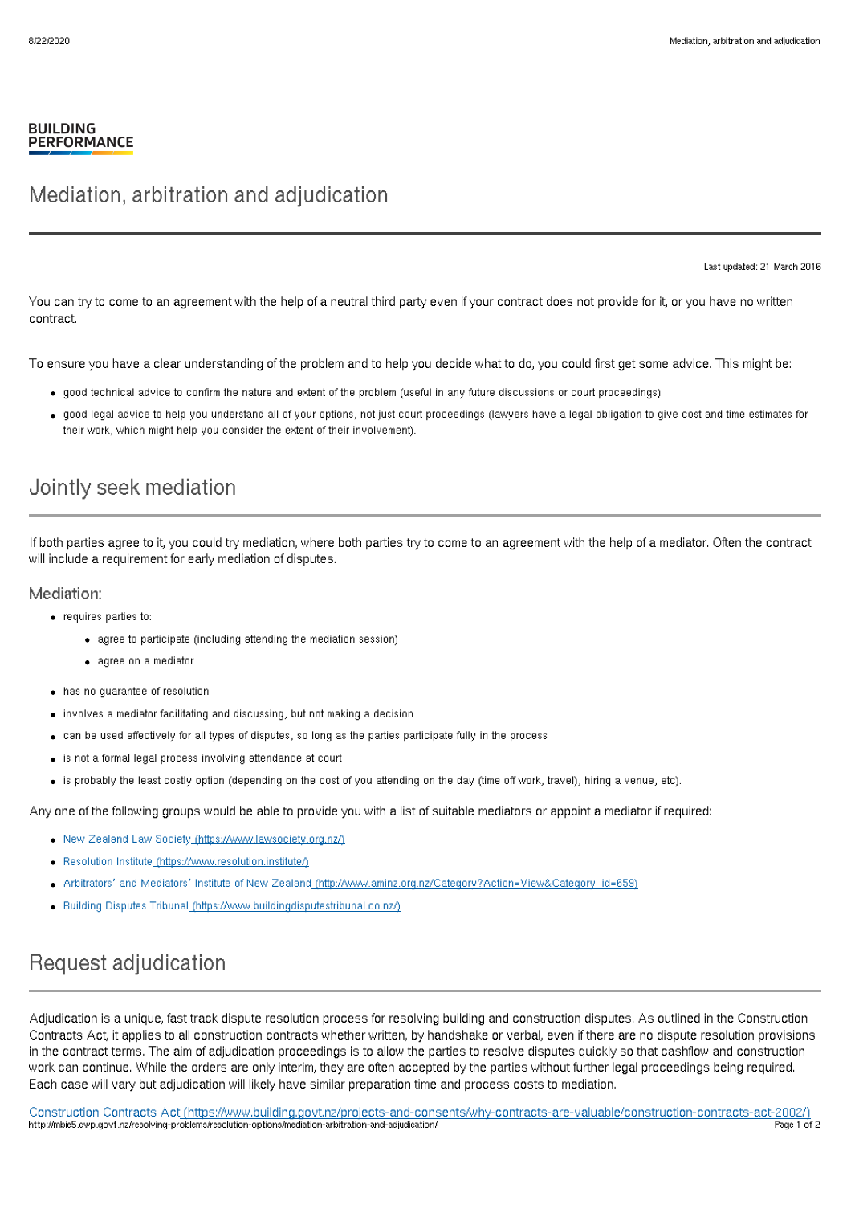BUILDING PERFORMANCE

# Mediation, arbitration and adjudication

Last updated: 21 March 2016

You can try to come to an agreement with the help of a neutral third party even if your contract does not provide for it, or you have no written contract.

To ensure you have a clear understanding of the problem and to help you decide what to do, you could first get some advice. This might be:

- good technical advice to confirm the nature and extent of the problem (useful in any future discussions or court proceedings)
- good legal advice to help you understand all of your options, not just court proceedings (lawyers have a legal obligation to give cost and time estimates for their work, which might help you consider the extent of their involvement).

## Jointly seek mediation

If both parties agree to it, you could try mediation, where both parties try to come to an agreement with the help of a mediator. Often the contract will include a requirement for early mediation of disputes.

### Mediation:

- requires parties to:
  - agree to participate (including attending the mediation session)
  - agree on a mediator
- has no guarantee of resolution
- involves a mediator facilitating and discussing, but not making a decision
- can be used effectively for all types of disputes, so long as the parties participate fully in the process
- is not a formal legal process involving attendance at court
- is probably the least costly option (depending on the cost of you attending on the day (time off work, travel), hiring a venue, etc).

Any one of the following groups would be able to provide you with a list of suitable mediators or appoint a mediator if required:

- New Zealand Law Society (https://www.lawsociety.org.nz/)
- Resolution Institute (https://www.resolution.institute/)
- Arbitrators' and Mediators' Institute of New Zealand (http://www.aminz.org.nz/Category?Action=View&Category_id=659)
- Building Disputes Tribunal (https://www.buildingdisputestribunal.co.nz/)

## Request adjudication

Adjudication is a unique, fast track dispute resolution process for resolving building and construction disputes. As outlined in the Construction Contracts Act, it applies to all construction contracts whether written, by handshake or verbal, even if there are no dispute resolution provisions in the contract terms. The aim of adjudication proceedings is to allow the parties to resolve disputes quickly so that cashflow and construction work can continue. While the orders are only interim, they are often accepted by the parties without further legal proceedings being required. Each case will vary but adjudication will likely have similar preparation time and process costs to mediation.

Construction Contracts Act (https://www.building.govt.nz/projects-and-consents/why-contracts-are-valuable/construction-contracts-act-2002/)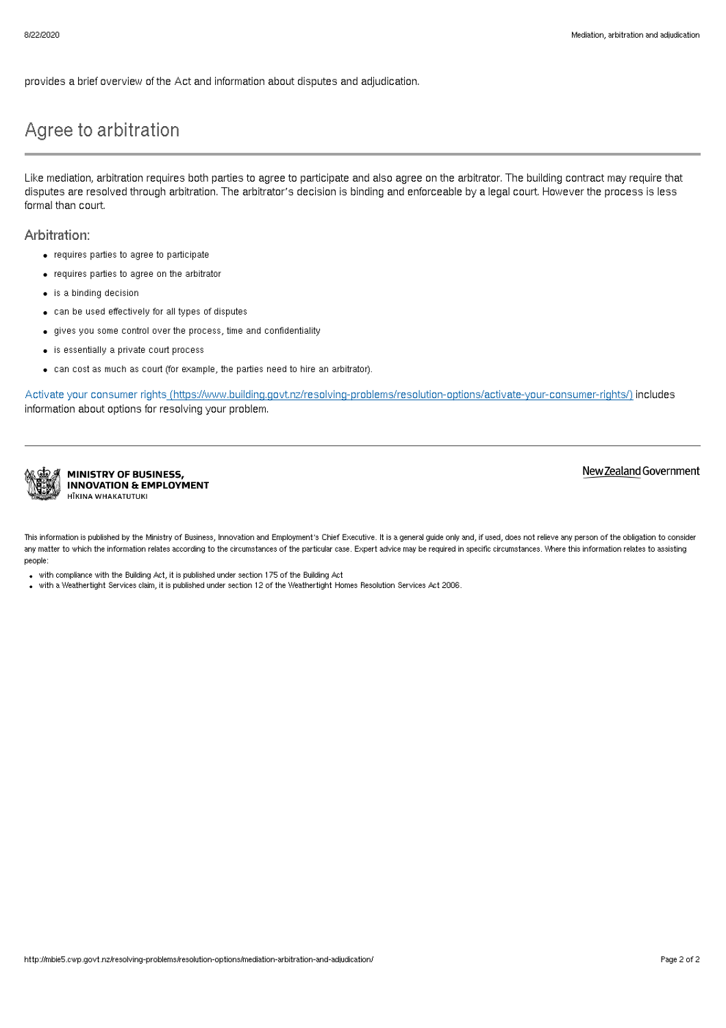provides a brief overview of the Act and information about disputes and adjudication.

## Agree to arbitration

Like mediation, arbitration requires both parties to agree to participate and also agree on the arbitrator. The building contract may require that disputes are resolved through arbitration. The arbitrator's decision is binding and enforceable by a legal court. However the process is less formal than court.

### Arbitration:

- requires parties to agree to participate
- requires parties to agree on the arbitrator
- is a binding decision
- can be used effectively for all types of disputes
- gives you some control over the process, time and confidentiality
- is essentially a private court process
- can cost as much as court (for example, the parties need to hire an arbitrator).

Activate your consumer rights (https://www.building.govt.nz/resolving-problems/resolution-options/activate-your-consumer-rights/) includes information about options for resolving your problem.

---

**MINISTRY OF BUSINESS, INNOVATION & EMPLOYMENT**
HĪKINA WHAKATUTUKI

New Zealand Government

This information is published by the Ministry of Business, Innovation and Employment's Chief Executive. It is a general guide only and, if used, does not relieve any person of the obligation to consider any matter to which the information relates according to the circumstances of the particular case. Expert advice may be required in specific circumstances. Where this information relates to assisting people:

- with compliance with the Building Act, it is published under section 175 of the Building Act
- with a Weathertight Services claim, it is published under section 12 of the Weathertight Homes Resolution Services Act 2006.